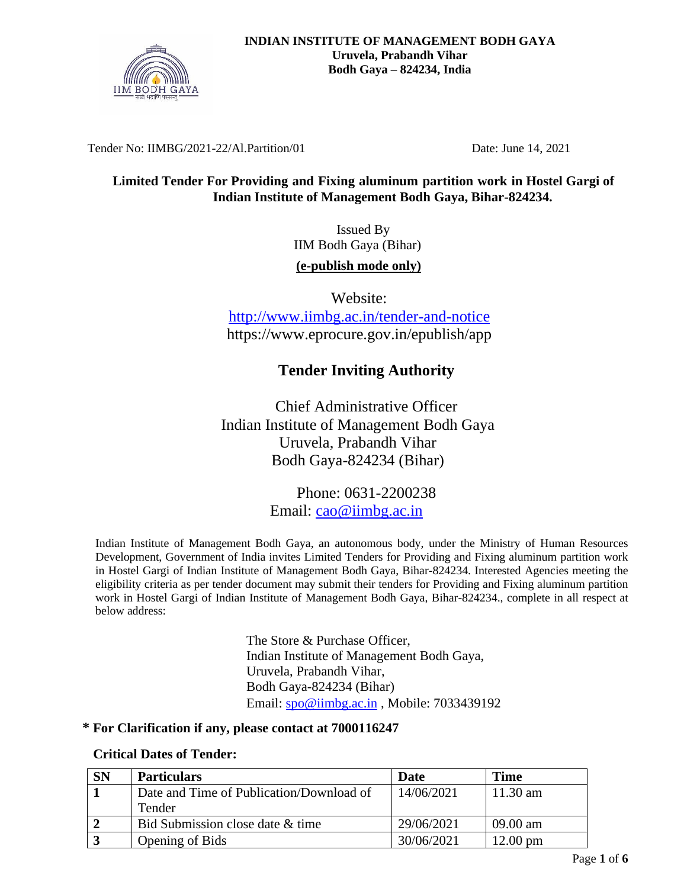**INDIAN INSTITUTE OF MANAGEMENT BODH GAYA**
**Uruvela, Prabandh Vihar**
**Bodh Gaya – 824234, India**

Tender No: IIMBG/2021-22/Al.Partition/01 Date: June 14, 2021

# Limited Tender For Providing and Fixing aluminum partition work in Hostel Gargi of Indian Institute of Management Bodh Gaya, Bihar-824234.

Issued By
IIM Bodh Gaya (Bihar)

**(e-publish mode only)**

Website:
http://www.iimbg.ac.in/tender-and-notice
https://www.eprocure.gov.in/epublish/app

## Tender Inviting Authority

Chief Administrative Officer
Indian Institute of Management Bodh Gaya
Uruvela, Prabandh Vihar
Bodh Gaya-824234 (Bihar)

Phone: 0631-2200238
Email: cao@iimbg.ac.in

Indian Institute of Management Bodh Gaya, an autonomous body, under the Ministry of Human Resources Development, Government of India invites Limited Tenders for Providing and Fixing aluminum partition work in Hostel Gargi of Indian Institute of Management Bodh Gaya, Bihar-824234. Interested Agencies meeting the eligibility criteria as per tender document may submit their tenders for Providing and Fixing aluminum partition work in Hostel Gargi of Indian Institute of Management Bodh Gaya, Bihar-824234., complete in all respect at below address:

The Store & Purchase Officer,
Indian Institute of Management Bodh Gaya,
Uruvela, Prabandh Vihar,
Bodh Gaya-824234 (Bihar)
Email: spo@iimbg.ac.in , Mobile: 7033439192

**\* For Clarification if any, please contact at 7000116247**

**Critical Dates of Tender:**

| SN | Particulars | Date | Time |
|---|---|---|---|
| 1 | Date and Time of Publication/Download of Tender | 14/06/2021 | 11.30 am |
| 2 | Bid Submission close date & time | 29/06/2021 | 09.00 am |
| 3 | Opening of Bids | 30/06/2021 | 12.00 pm |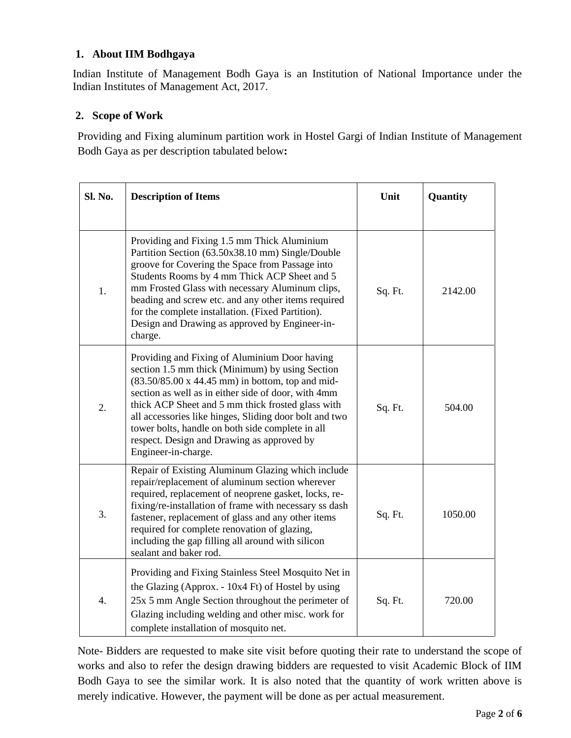## 1. About IIM Bodhgaya

Indian Institute of Management Bodh Gaya is an Institution of National Importance under the Indian Institutes of Management Act, 2017.

## 2. Scope of Work

Providing and Fixing aluminum partition work in Hostel Gargi of Indian Institute of Management Bodh Gaya as per description tabulated below**:**

| Sl. No. | Description of Items | Unit | Quantity |
|---|---|---|---|
| 1. | Providing and Fixing 1.5 mm Thick Aluminium Partition Section (63.50x38.10 mm) Single/Double groove for Covering the Space from Passage into Students Rooms by 4 mm Thick ACP Sheet and 5 mm Frosted Glass with necessary Aluminum clips, beading and screw etc. and any other items required for the complete installation. (Fixed Partition). Design and Drawing as approved by Engineer-in-charge. | Sq. Ft. | 2142.00 |
| 2. | Providing and Fixing of Aluminium Door having section 1.5 mm thick (Minimum) by using Section (83.50/85.00 x 44.45 mm) in bottom, top and mid-section as well as in either side of door, with 4mm thick ACP Sheet and 5 mm thick frosted glass with all accessories like hinges, Sliding door bolt and two tower bolts, handle on both side complete in all respect. Design and Drawing as approved by Engineer-in-charge. | Sq. Ft. | 504.00 |
| 3. | Repair of Existing Aluminum Glazing which include repair/replacement of aluminum section wherever required, replacement of neoprene gasket, locks, re-fixing/re-installation of frame with necessary ss dash fastener, replacement of glass and any other items required for complete renovation of glazing, including the gap filling all around with silicon sealant and baker rod. | Sq. Ft. | 1050.00 |
| 4. | Providing and Fixing Stainless Steel Mosquito Net in the Glazing (Approx. - 10x4 Ft) of Hostel by using 25x 5 mm Angle Section throughout the perimeter of Glazing including welding and other misc. work for complete installation of mosquito net. | Sq. Ft. | 720.00 |

Note- Bidders are requested to make site visit before quoting their rate to understand the scope of works and also to refer the design drawing bidders are requested to visit Academic Block of IIM Bodh Gaya to see the similar work. It is also noted that the quantity of work written above is merely indicative. However, the payment will be done as per actual measurement.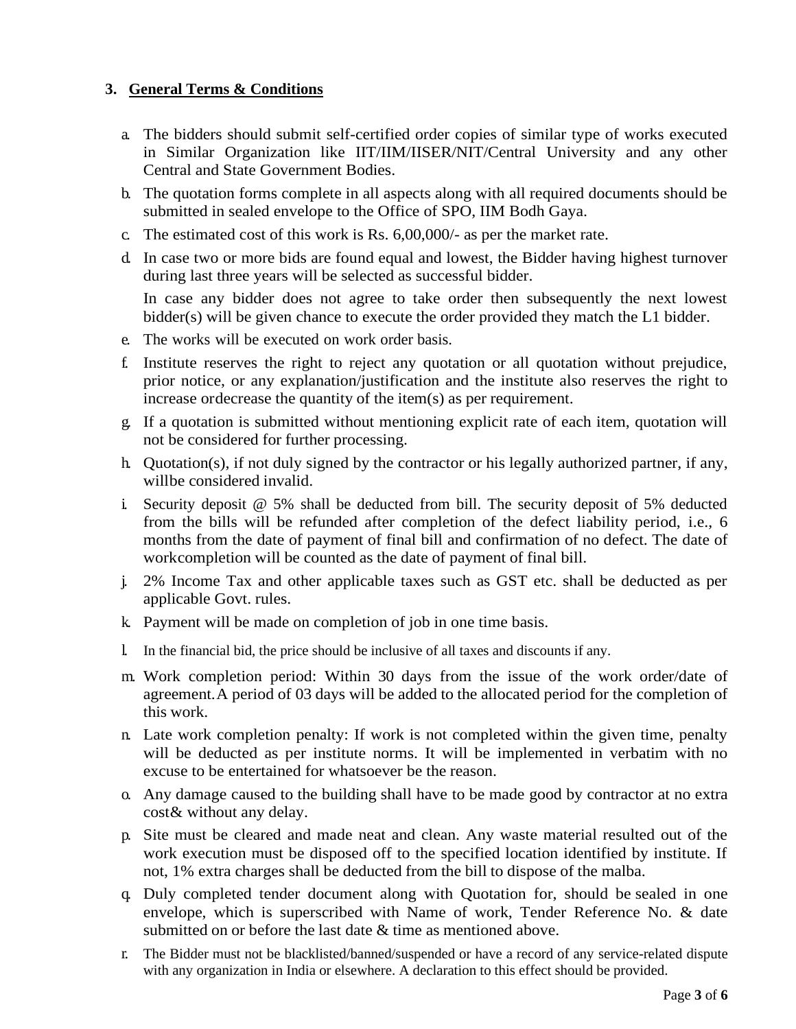## 3. General Terms & Conditions

a. The bidders should submit self-certified order copies of similar type of works executed in Similar Organization like IIT/IIM/IISER/NIT/Central University and any other Central and State Government Bodies.

b. The quotation forms complete in all aspects along with all required documents should be submitted in sealed envelope to the Office of SPO, IIM Bodh Gaya.

c. The estimated cost of this work is Rs. 6,00,000/- as per the market rate.

d. In case two or more bids are found equal and lowest, the Bidder having highest turnover during last three years will be selected as successful bidder.

   In case any bidder does not agree to take order then subsequently the next lowest bidder(s) will be given chance to execute the order provided they match the L1 bidder.

e. The works will be executed on work order basis.

f. Institute reserves the right to reject any quotation or all quotation without prejudice, prior notice, or any explanation/justification and the institute also reserves the right to increase ordecrease the quantity of the item(s) as per requirement.

g. If a quotation is submitted without mentioning explicit rate of each item, quotation will not be considered for further processing.

h. Quotation(s), if not duly signed by the contractor or his legally authorized partner, if any, willbe considered invalid.

i. Security deposit @ 5% shall be deducted from bill. The security deposit of 5% deducted from the bills will be refunded after completion of the defect liability period, i.e., 6 months from the date of payment of final bill and confirmation of no defect. The date of workcompletion will be counted as the date of payment of final bill.

j. 2% Income Tax and other applicable taxes such as GST etc. shall be deducted as per applicable Govt. rules.

k. Payment will be made on completion of job in one time basis.

l. In the financial bid, the price should be inclusive of all taxes and discounts if any.

m. Work completion period: Within 30 days from the issue of the work order/date of agreement.A period of 03 days will be added to the allocated period for the completion of this work.

n. Late work completion penalty: If work is not completed within the given time, penalty will be deducted as per institute norms. It will be implemented in verbatim with no excuse to be entertained for whatsoever be the reason.

o. Any damage caused to the building shall have to be made good by contractor at no extra cost& without any delay.

p. Site must be cleared and made neat and clean. Any waste material resulted out of the work execution must be disposed off to the specified location identified by institute. If not, 1% extra charges shall be deducted from the bill to dispose of the malba.

q. Duly completed tender document along with Quotation for, should be sealed in one envelope, which is superscribed with Name of work, Tender Reference No. & date submitted on or before the last date & time as mentioned above.

r. The Bidder must not be blacklisted/banned/suspended or have a record of any service-related dispute with any organization in India or elsewhere. A declaration to this effect should be provided.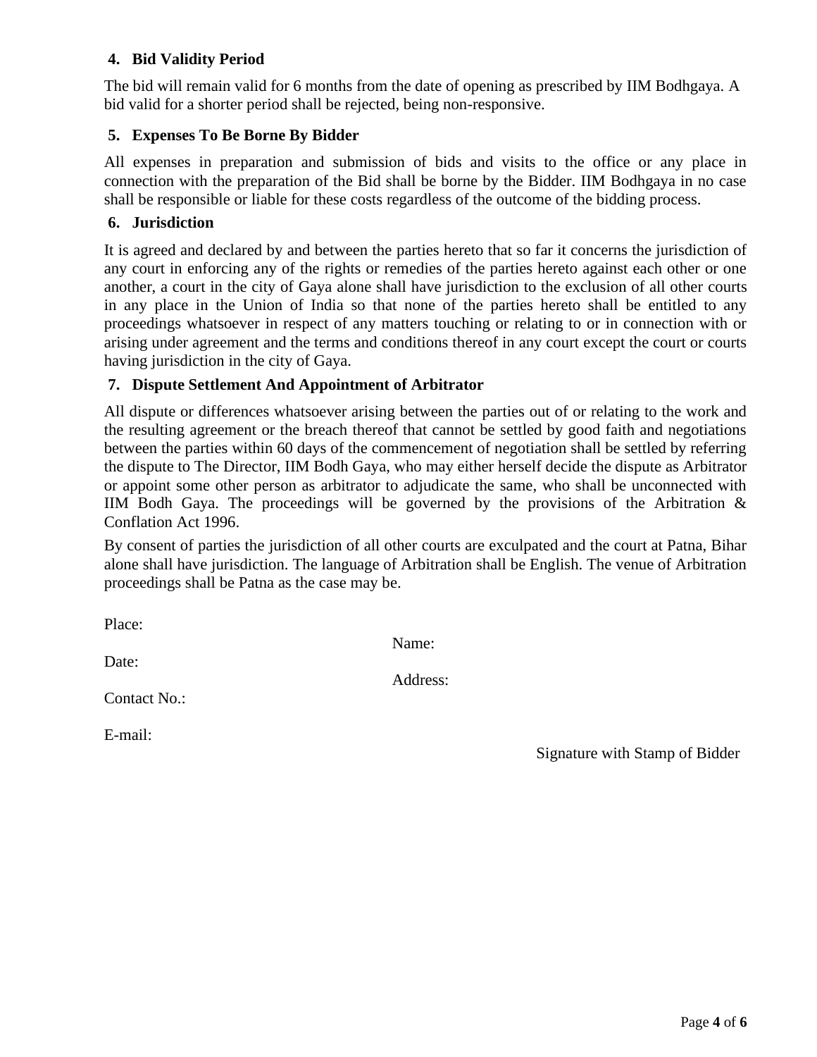### 4. Bid Validity Period

The bid will remain valid for 6 months from the date of opening as prescribed by IIM Bodhgaya. A bid valid for a shorter period shall be rejected, being non-responsive.

### 5. Expenses To Be Borne By Bidder

All expenses in preparation and submission of bids and visits to the office or any place in connection with the preparation of the Bid shall be borne by the Bidder. IIM Bodhgaya in no case shall be responsible or liable for these costs regardless of the outcome of the bidding process.

### 6. Jurisdiction

It is agreed and declared by and between the parties hereto that so far it concerns the jurisdiction of any court in enforcing any of the rights or remedies of the parties hereto against each other or one another, a court in the city of Gaya alone shall have jurisdiction to the exclusion of all other courts in any place in the Union of India so that none of the parties hereto shall be entitled to any proceedings whatsoever in respect of any matters touching or relating to or in connection with or arising under agreement and the terms and conditions thereof in any court except the court or courts having jurisdiction in the city of Gaya.

### 7. Dispute Settlement And Appointment of Arbitrator

All dispute or differences whatsoever arising between the parties out of or relating to the work and the resulting agreement or the breach thereof that cannot be settled by good faith and negotiations between the parties within 60 days of the commencement of negotiation shall be settled by referring the dispute to The Director, IIM Bodh Gaya, who may either herself decide the dispute as Arbitrator or appoint some other person as arbitrator to adjudicate the same, who shall be unconnected with IIM Bodh Gaya. The proceedings will be governed by the provisions of the Arbitration & Conflation Act 1996.

By consent of parties the jurisdiction of all other courts are exculpated and the court at Patna, Bihar alone shall have jurisdiction. The language of Arbitration shall be English. The venue of Arbitration proceedings shall be Patna as the case may be.

Place:

Name:

Date:

Address:

Contact No.:

E-mail:

Signature with Stamp of Bidder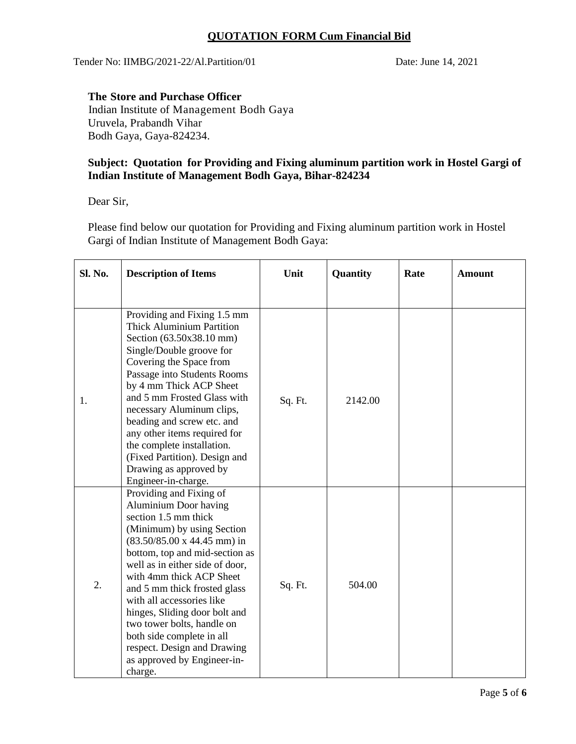## QUOTATION FORM Cum Financial Bid

Tender No: IIMBG/2021-22/Al.Partition/01 Date: June 14, 2021

**The Store and Purchase Officer**
Indian Institute of Management Bodh Gaya
Uruvela, Prabandh Vihar
Bodh Gaya, Gaya-824234.

**Subject: Quotation for Providing and Fixing aluminum partition work in Hostel Gargi of Indian Institute of Management Bodh Gaya, Bihar-824234**

Dear Sir,

Please find below our quotation for Providing and Fixing aluminum partition work in Hostel Gargi of Indian Institute of Management Bodh Gaya:

| Sl. No. | Description of Items | Unit | Quantity | Rate | Amount |
|---|---|---|---|---|---|
| 1. | Providing and Fixing 1.5 mm Thick Aluminium Partition Section (63.50x38.10 mm) Single/Double groove for Covering the Space from Passage into Students Rooms by 4 mm Thick ACP Sheet and 5 mm Frosted Glass with necessary Aluminum clips, beading and screw etc. and any other items required for the complete installation. (Fixed Partition). Design and Drawing as approved by Engineer-in-charge. | Sq. Ft. | 2142.00 | | |
| 2. | Providing and Fixing of Aluminium Door having section 1.5 mm thick (Minimum) by using Section (83.50/85.00 x 44.45 mm) in bottom, top and mid-section as well as in either side of door, with 4mm thick ACP Sheet and 5 mm thick frosted glass with all accessories like hinges, Sliding door bolt and two tower bolts, handle on both side complete in all respect. Design and Drawing as approved by Engineer-in-charge. | Sq. Ft. | 504.00 | | |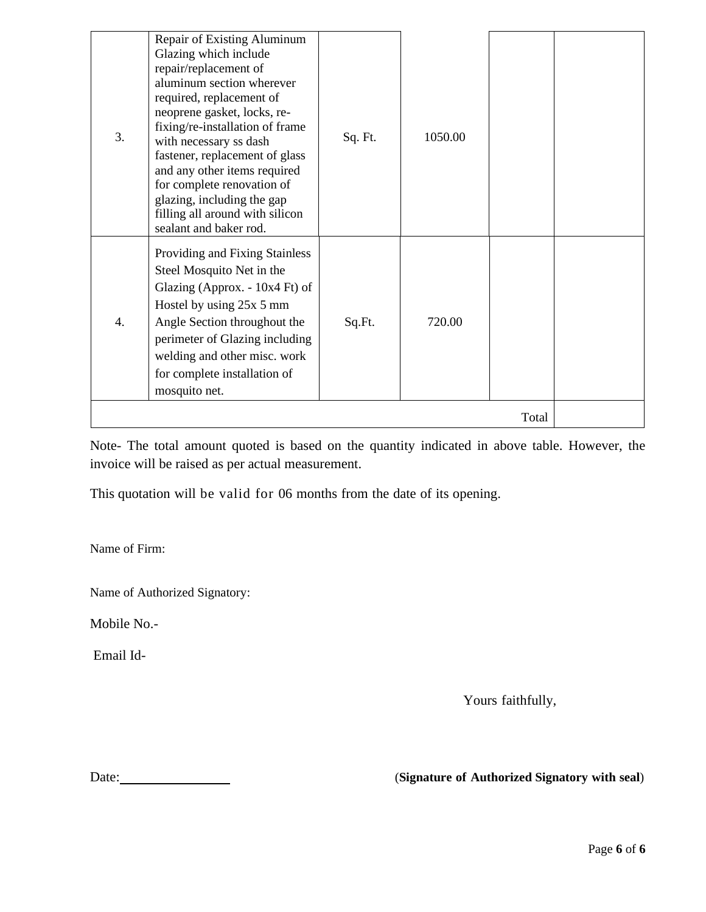| | | | | | |
|---|---|---|---|---|---|
| 3. | Repair of Existing Aluminum Glazing which include repair/replacement of aluminum section wherever required, replacement of neoprene gasket, locks, re-fixing/re-installation of frame with necessary ss dash fastener, replacement of glass and any other items required for complete renovation of glazing, including the gap filling all around with silicon sealant and baker rod. | Sq. Ft. | 1050.00 | | |
| 4. | Providing and Fixing Stainless Steel Mosquito Net in the Glazing (Approx. - 10x4 Ft) of Hostel by using 25x 5 mm Angle Section throughout the perimeter of Glazing including welding and other misc. work for complete installation of mosquito net. | Sq.Ft. | 720.00 | | |
| | | | | Total | |

Note- The total amount quoted is based on the quantity indicated in above table. However, the invoice will be raised as per actual measurement.

This quotation will be valid for 06 months from the date of its opening.

Name of Firm:

Name of Authorized Signatory:

Mobile No.-

Email Id-

Yours faithfully,

Date:\_\_\_\_\_\_\_\_\_\_\_\_\_\_\_\_

(**Signature of Authorized Signatory with seal**)